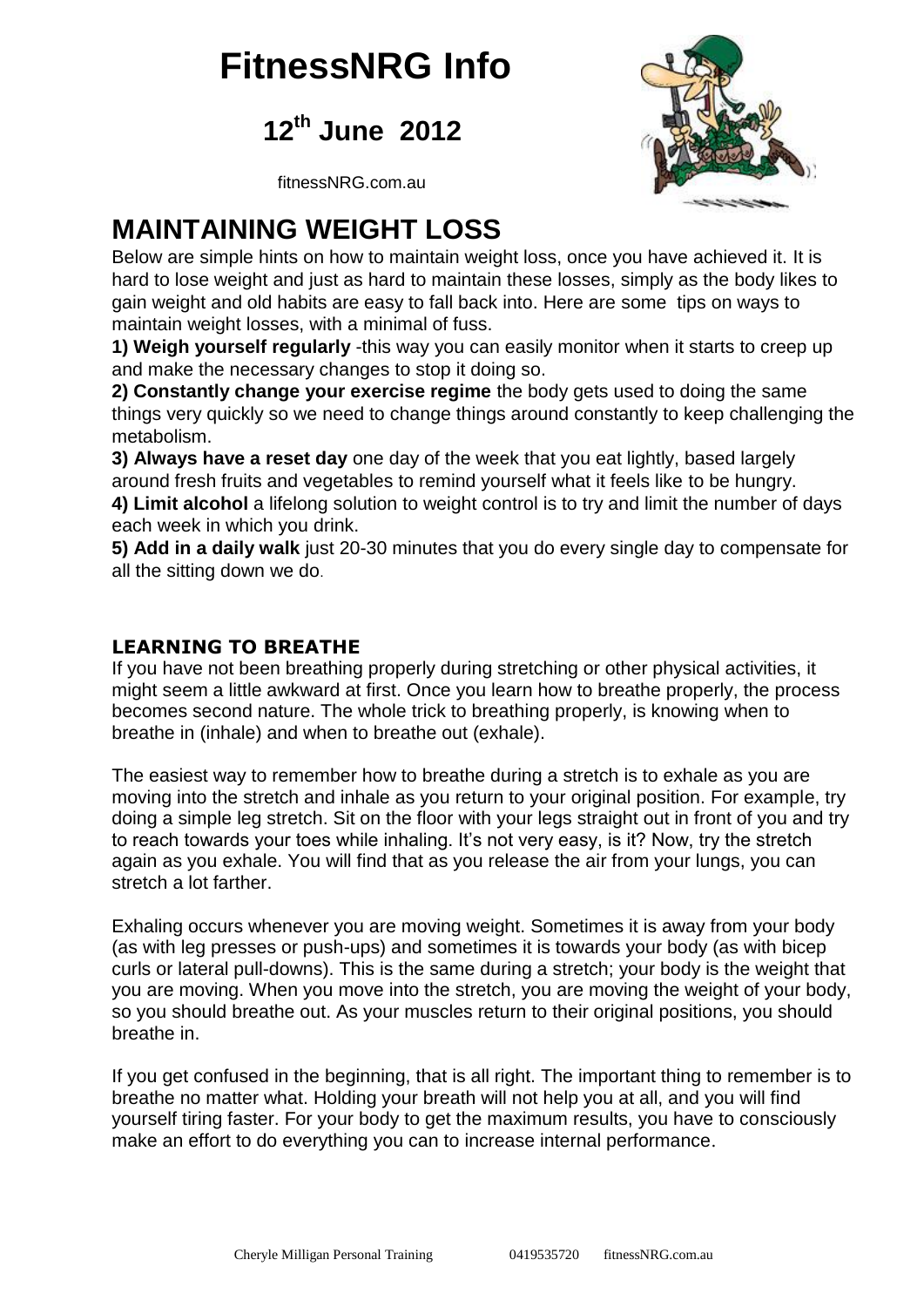# FitnessNRG Info

## 12th June 2012

fitnessNRG.com.au

## MAINTAINING WEIGHT LOSS

Below are simple hints on how to maintain weight loss, once you have achieved it. It is hard to lose weight and just as hard to maintain these losses, simply as the body likes to gain weight and old habits are easy to fall back into. Here are some tips on ways to maintain weight losses, with a minimal of fuss.

**1) Weigh yourself regularly** -this way you can easily monitor when it starts to creep up and make the necessary changes to stop it doing so.

**2) Constantly change your exercise regime** the body gets used to doing the same things very quickly so we need to change things around constantly to keep challenging the metabolism.

**3) Always have a reset day** one day of the week that you eat lightly, based largely around fresh fruits and vegetables to remind yourself what it feels like to be hungry.

**4) Limit alcohol** a lifelong solution to weight control is to try and limit the number of days each week in which you drink.

**5) Add in a daily walk** just 20-30 minutes that you do every single day to compensate for all the sitting down we do.

### LEARNING TO BREATHE

If you have not been breathing properly during stretching or other physical activities, it might seem a little awkward at first. Once you learn how to breathe properly, the process becomes second nature. The whole trick to breathing properly, is knowing when to breathe in (inhale) and when to breathe out (exhale).

The easiest way to remember how to breathe during a stretch is to exhale as you are moving into the stretch and inhale as you return to your original position. For example, try doing a simple leg stretch. Sit on the floor with your legs straight out in front of you and try to reach towards your toes while inhaling. It's not very easy, is it? Now, try the stretch again as you exhale. You will find that as you release the air from your lungs, you can stretch a lot farther.

Exhaling occurs whenever you are moving weight. Sometimes it is away from your body (as with leg presses or push-ups) and sometimes it is towards your body (as with bicep curls or lateral pull-downs). This is the same during a stretch; your body is the weight that you are moving. When you move into the stretch, you are moving the weight of your body, so you should breathe out. As your muscles return to their original positions, you should breathe in.

If you get confused in the beginning, that is all right. The important thing to remember is to breathe no matter what. Holding your breath will not help you at all, and you will find yourself tiring faster. For your body to get the maximum results, you have to consciously make an effort to do everything you can to increase internal performance.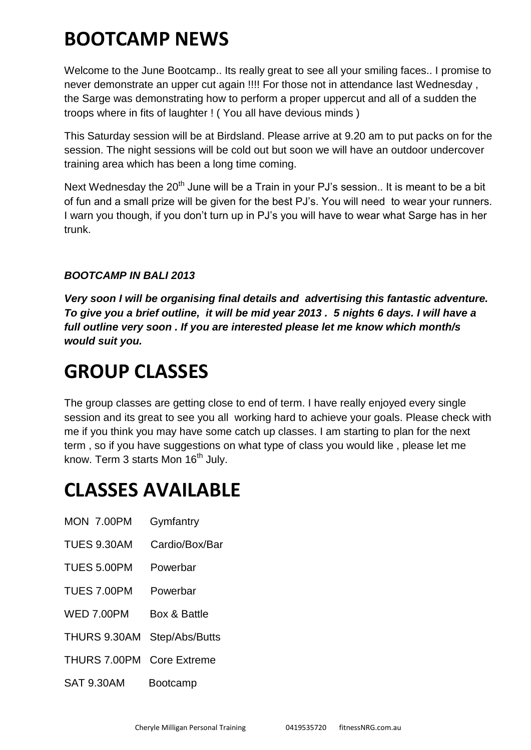# BOOTCAMP NEWS

Welcome to the June Bootcamp.. Its really great to see all your smiling faces.. I promise to never demonstrate an upper cut again !!!! For those not in attendance last Wednesday , the Sarge was demonstrating how to perform a proper uppercut and all of a sudden the troops where in fits of laughter ! ( You all have devious minds )

This Saturday session will be at Birdsland. Please arrive at 9.20 am to put packs on for the session. The night sessions will be cold out but soon we will have an outdoor undercover training area which has been a long time coming.

Next Wednesday the 20th June will be a Train in your PJ's session.. It is meant to be a bit of fun and a small prize will be given for the best PJ's. You will need to wear your runners. I warn you though, if you don't turn up in PJ's you will have to wear what Sarge has in her trunk.

***BOOTCAMP IN BALI 2013***

***Very soon I will be organising final details and advertising this fantastic adventure. To give you a brief outline, it will be mid year 2013 . 5 nights 6 days. I will have a full outline very soon . If you are interested please let me know which month/s would suit you.***

# GROUP CLASSES

The group classes are getting close to end of term. I have really enjoyed every single session and its great to see you all working hard to achieve your goals. Please check with me if you think you may have some catch up classes. I am starting to plan for the next term , so if you have suggestions on what type of class you would like , please let me know. Term 3 starts Mon 16th July.

# CLASSES AVAILABLE

| | |
|---|---|
| MON 7.00PM | Gymfantry |
| TUES 9.30AM | Cardio/Box/Bar |
| TUES 5.00PM | Powerbar |
| TUES 7.00PM | Powerbar |
| WED 7.00PM | Box & Battle |
| THURS 9.30AM | Step/Abs/Butts |
| THURS 7.00PM | Core Extreme |
| SAT 9.30AM | Bootcamp |